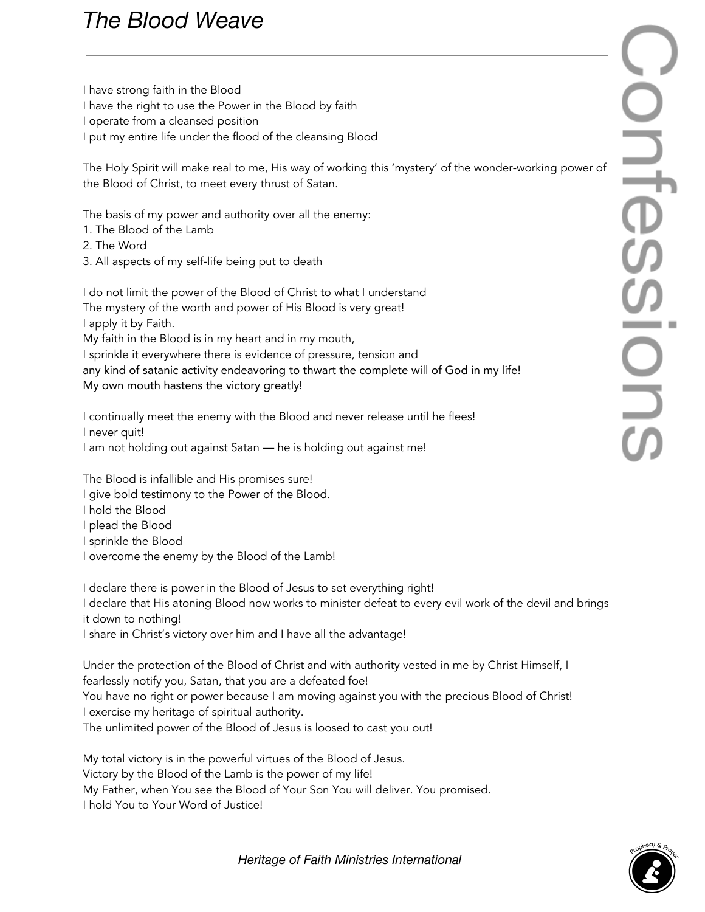# *The Blood Weave*

I have strong faith in the Blood
I have the right to use the Power in the Blood by faith
I operate from a cleansed position
I put my entire life under the flood of the cleansing Blood

The Holy Spirit will make real to me, His way of working this 'mystery' of the wonder-working power of the Blood of Christ, to meet every thrust of Satan.

The basis of my power and authority over all the enemy:
1. The Blood of the Lamb
2. The Word
3. All aspects of my self-life being put to death

I do not limit the power of the Blood of Christ to what I understand
The mystery of the worth and power of His Blood is very great!
I apply it by Faith.
My faith in the Blood is in my heart and in my mouth,
I sprinkle it everywhere there is evidence of pressure, tension and any kind of satanic activity endeavoring to thwart the complete will of God in my life!
My own mouth hastens the victory greatly!

I continually meet the enemy with the Blood and never release until he flees!
I never quit!
I am not holding out against Satan — he is holding out against me!

The Blood is infallible and His promises sure!
I give bold testimony to the Power of the Blood.
I hold the Blood
I plead the Blood
I sprinkle the Blood
I overcome the enemy by the Blood of the Lamb!

I declare there is power in the Blood of Jesus to set everything right!
I declare that His atoning Blood now works to minister defeat to every evil work of the devil and brings it down to nothing!
I share in Christ's victory over him and I have all the advantage!

Under the protection of the Blood of Christ and with authority vested in me by Christ Himself, I fearlessly notify you, Satan, that you are a defeated foe!
You have no right or power because I am moving against you with the precious Blood of Christ!
I exercise my heritage of spiritual authority.
The unlimited power of the Blood of Jesus is loosed to cast you out!

My total victory is in the powerful virtues of the Blood of Jesus.
Victory by the Blood of the Lamb is the power of my life!
My Father, when You see the Blood of Your Son You will deliver. You promised.
I hold You to Your Word of Justice!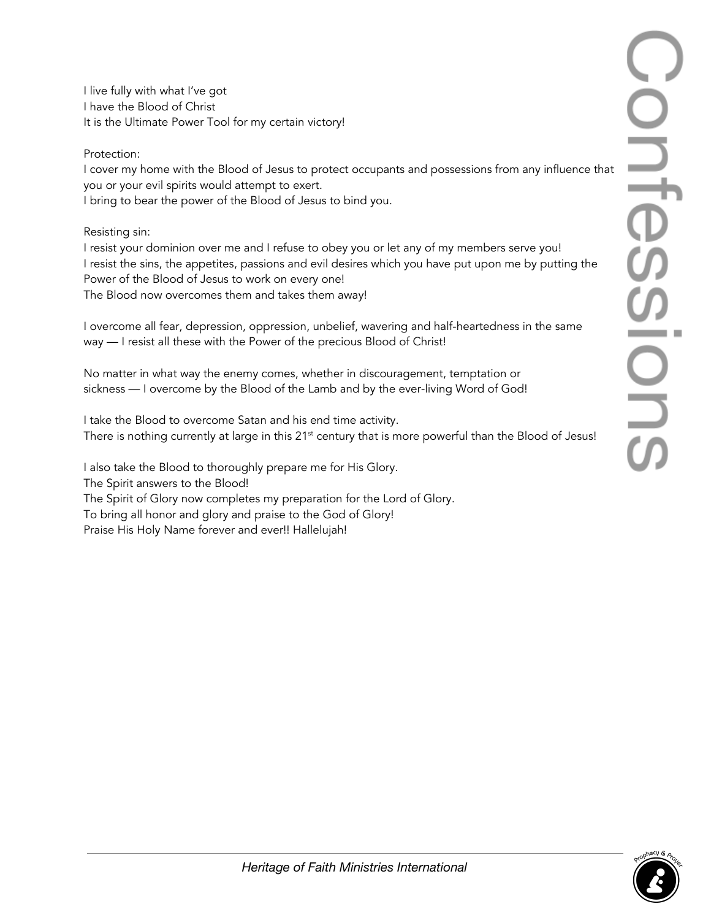I live fully with what I've got
I have the Blood of Christ
It is the Ultimate Power Tool for my certain victory!

Protection:
I cover my home with the Blood of Jesus to protect occupants and possessions from any influence that you or your evil spirits would attempt to exert.
I bring to bear the power of the Blood of Jesus to bind you.

Resisting sin:
I resist your dominion over me and I refuse to obey you or let any of my members serve you!
I resist the sins, the appetites, passions and evil desires which you have put upon me by putting the Power of the Blood of Jesus to work on every one!
The Blood now overcomes them and takes them away!

I overcome all fear, depression, oppression, unbelief, wavering and half-heartedness in the same way — I resist all these with the Power of the precious Blood of Christ!

No matter in what way the enemy comes, whether in discouragement, temptation or sickness — I overcome by the Blood of the Lamb and by the ever-living Word of God!

I take the Blood to overcome Satan and his end time activity.
There is nothing currently at large in this 21st century that is more powerful than the Blood of Jesus!

I also take the Blood to thoroughly prepare me for His Glory.
The Spirit answers to the Blood!
The Spirit of Glory now completes my preparation for the Lord of Glory.
To bring all honor and glory and praise to the God of Glory!
Praise His Holy Name forever and ever!! Hallelujah!